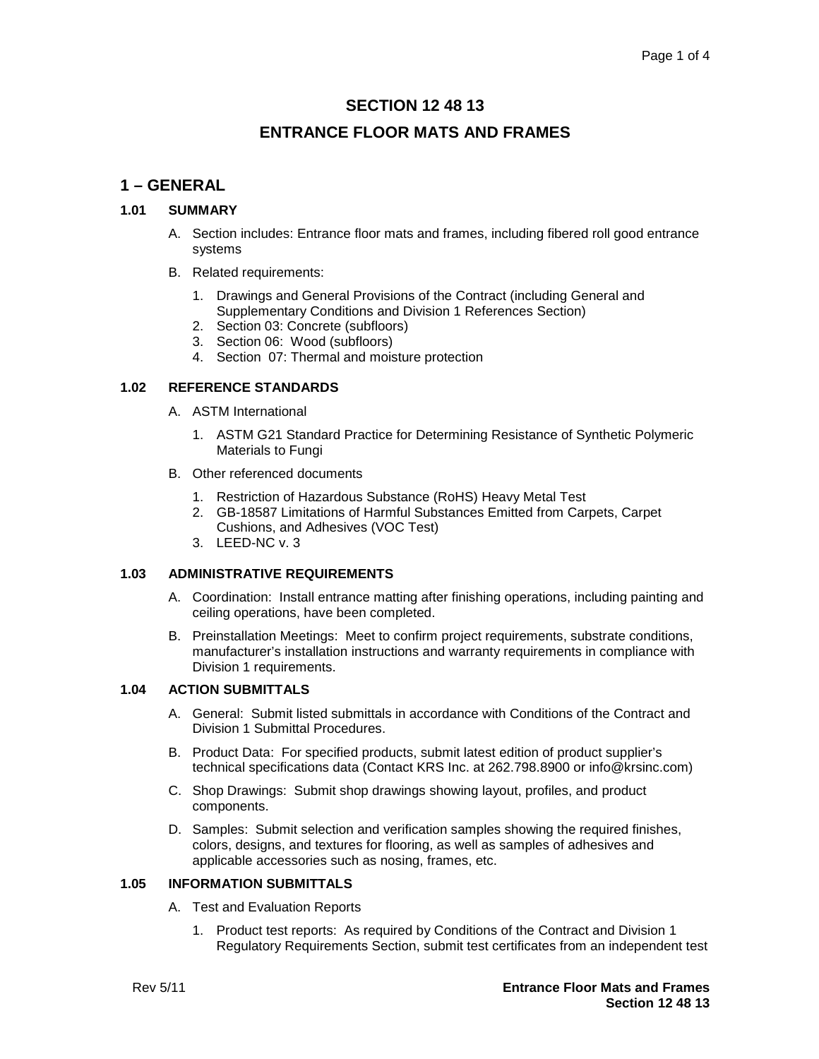# SECTION 12 48 13

# ENTRANCE FLOOR MATS AND FRAMES

## 1 – GENERAL

### 1.01 SUMMARY

A. Section includes: Entrance floor mats and frames, including fibered roll good entrance systems

B. Related requirements:

1. Drawings and General Provisions of the Contract (including General and Supplementary Conditions and Division 1 References Section)
2. Section 03: Concrete (subfloors)
3. Section 06: Wood (subfloors)
4. Section 07: Thermal and moisture protection

### 1.02 REFERENCE STANDARDS

A. ASTM International

1. ASTM G21 Standard Practice for Determining Resistance of Synthetic Polymeric Materials to Fungi

B. Other referenced documents

1. Restriction of Hazardous Substance (RoHS) Heavy Metal Test
2. GB-18587 Limitations of Harmful Substances Emitted from Carpets, Carpet Cushions, and Adhesives (VOC Test)
3. LEED-NC v. 3

### 1.03 ADMINISTRATIVE REQUIREMENTS

A. Coordination: Install entrance matting after finishing operations, including painting and ceiling operations, have been completed.

B. Preinstallation Meetings: Meet to confirm project requirements, substrate conditions, manufacturer's installation instructions and warranty requirements in compliance with Division 1 requirements.

### 1.04 ACTION SUBMITTALS

A. General: Submit listed submittals in accordance with Conditions of the Contract and Division 1 Submittal Procedures.

B. Product Data: For specified products, submit latest edition of product supplier's technical specifications data (Contact KRS Inc. at 262.798.8900 or info@krsinc.com)

C. Shop Drawings: Submit shop drawings showing layout, profiles, and product components.

D. Samples: Submit selection and verification samples showing the required finishes, colors, designs, and textures for flooring, as well as samples of adhesives and applicable accessories such as nosing, frames, etc.

### 1.05 INFORMATION SUBMITTALS

A. Test and Evaluation Reports

1. Product test reports: As required by Conditions of the Contract and Division 1 Regulatory Requirements Section, submit test certificates from an independent test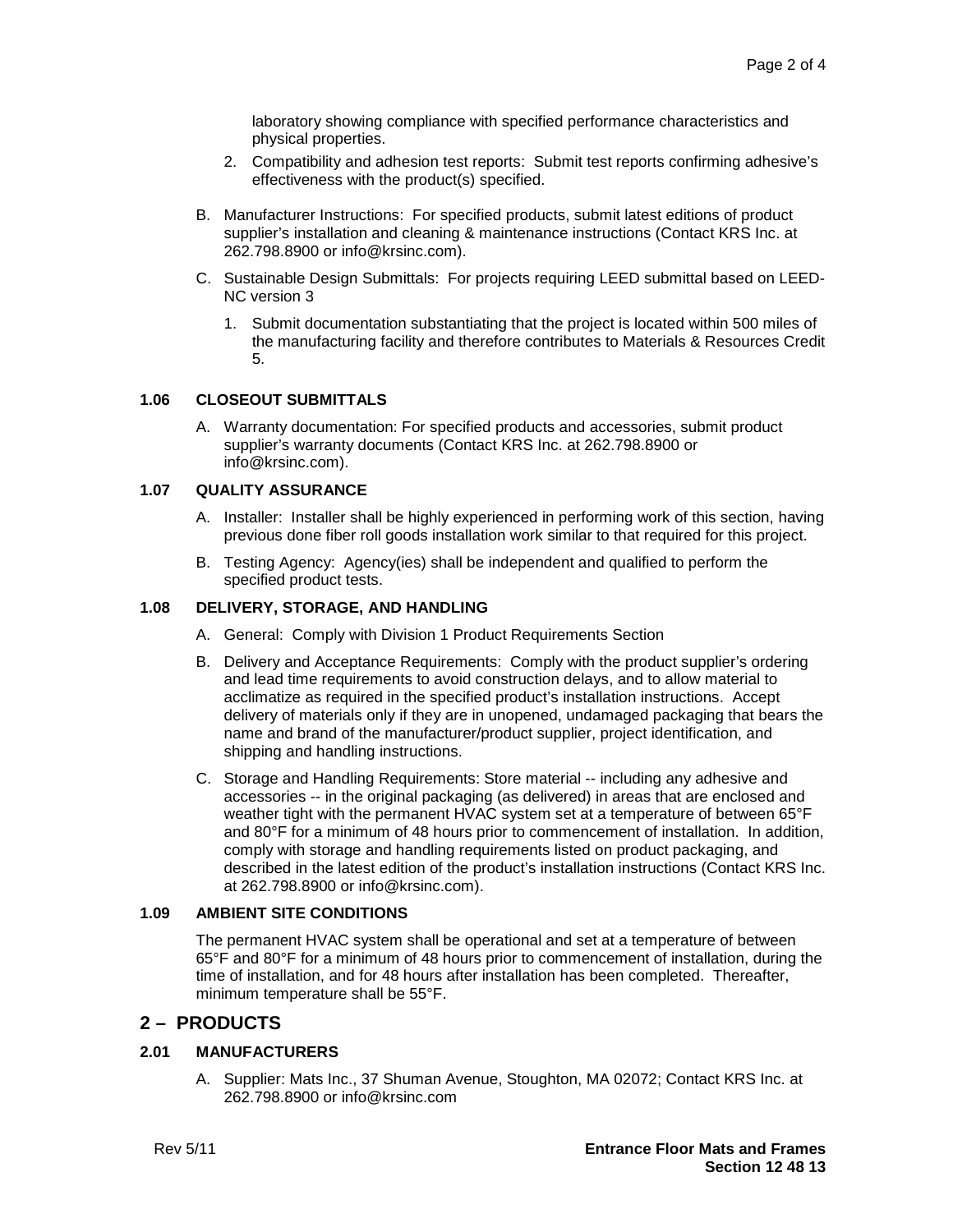laboratory showing compliance with specified performance characteristics and physical properties.

2. Compatibility and adhesion test reports: Submit test reports confirming adhesive's effectiveness with the product(s) specified.

B. Manufacturer Instructions: For specified products, submit latest editions of product supplier's installation and cleaning & maintenance instructions (Contact KRS Inc. at 262.798.8900 or info@krsinc.com).

C. Sustainable Design Submittals: For projects requiring LEED submittal based on LEED-NC version 3

1. Submit documentation substantiating that the project is located within 500 miles of the manufacturing facility and therefore contributes to Materials & Resources Credit 5.

### 1.06 CLOSEOUT SUBMITTALS

A. Warranty documentation: For specified products and accessories, submit product supplier's warranty documents (Contact KRS Inc. at 262.798.8900 or info@krsinc.com).

### 1.07 QUALITY ASSURANCE

A. Installer: Installer shall be highly experienced in performing work of this section, having previous done fiber roll goods installation work similar to that required for this project.

B. Testing Agency: Agency(ies) shall be independent and qualified to perform the specified product tests.

### 1.08 DELIVERY, STORAGE, AND HANDLING

A. General: Comply with Division 1 Product Requirements Section

B. Delivery and Acceptance Requirements: Comply with the product supplier's ordering and lead time requirements to avoid construction delays, and to allow material to acclimatize as required in the specified product's installation instructions. Accept delivery of materials only if they are in unopened, undamaged packaging that bears the name and brand of the manufacturer/product supplier, project identification, and shipping and handling instructions.

C. Storage and Handling Requirements: Store material -- including any adhesive and accessories -- in the original packaging (as delivered) in areas that are enclosed and weather tight with the permanent HVAC system set at a temperature of between 65°F and 80°F for a minimum of 48 hours prior to commencement of installation. In addition, comply with storage and handling requirements listed on product packaging, and described in the latest edition of the product's installation instructions (Contact KRS Inc. at 262.798.8900 or info@krsinc.com).

### 1.09 AMBIENT SITE CONDITIONS

The permanent HVAC system shall be operational and set at a temperature of between 65°F and 80°F for a minimum of 48 hours prior to commencement of installation, during the time of installation, and for 48 hours after installation has been completed. Thereafter, minimum temperature shall be 55°F.

## 2 – PRODUCTS

### 2.01 MANUFACTURERS

A. Supplier: Mats Inc., 37 Shuman Avenue, Stoughton, MA 02072; Contact KRS Inc. at 262.798.8900 or info@krsinc.com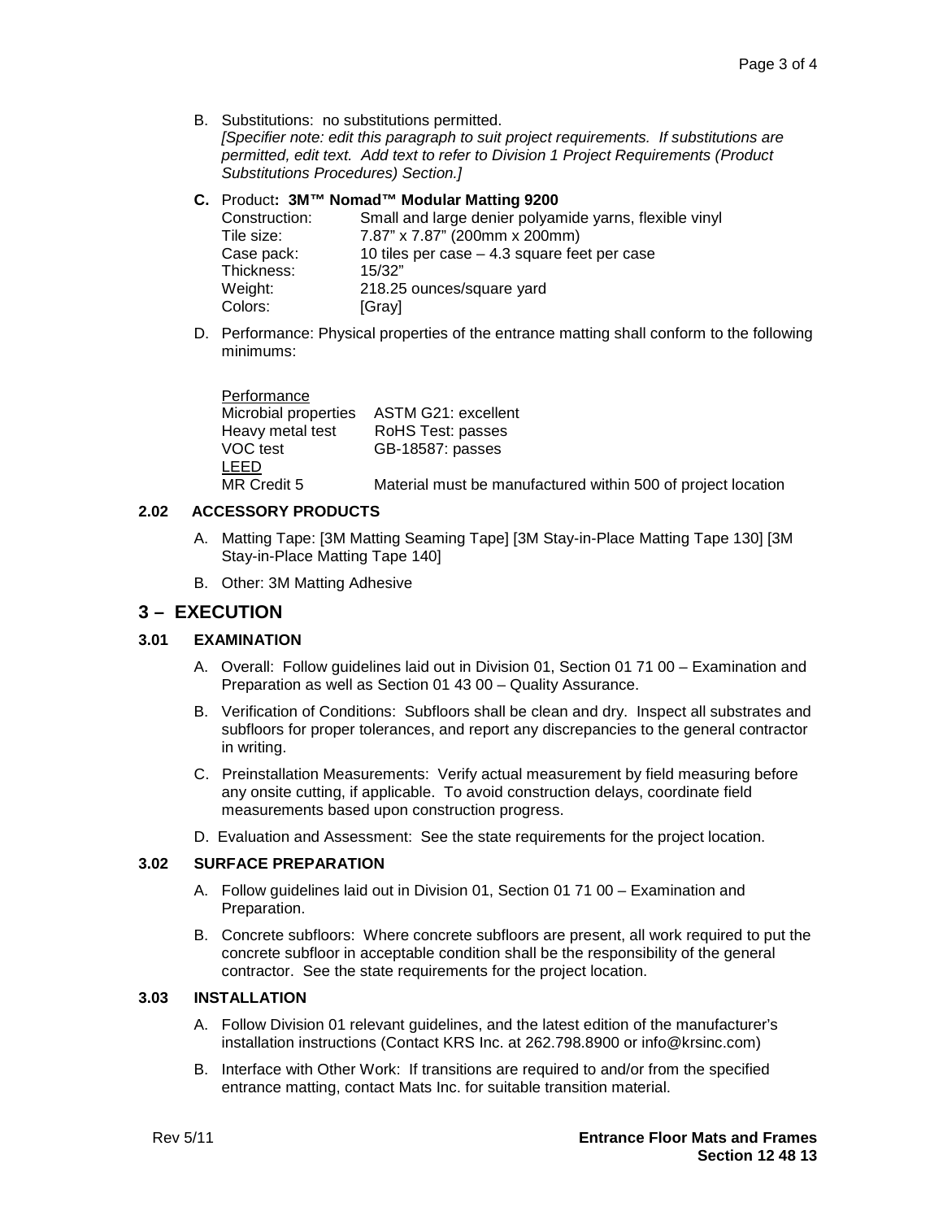B. Substitutions: no substitutions permitted.
*[Specifier note: edit this paragraph to suit project requirements. If substitutions are permitted, edit text. Add text to refer to Division 1 Project Requirements (Product Substitutions Procedures) Section.]*

**C.** Product**: 3M™ Nomad™ Modular Matting 9200**

| | |
|---|---|
| Construction: | Small and large denier polyamide yarns, flexible vinyl |
| Tile size: | 7.87" x 7.87" (200mm x 200mm) |
| Case pack: | 10 tiles per case – 4.3 square feet per case |
| Thickness: | 15/32" |
| Weight: | 218.25 ounces/square yard |
| Colors: | [Gray] |

D. Performance: Physical properties of the entrance matting shall conform to the following minimums:

| <u>Performance</u> | |
|---|---|
| Microbial properties | ASTM G21: excellent |
| Heavy metal test | RoHS Test: passes |
| VOC test | GB-18587: passes |
| <u>LEED</u> | |
| MR Credit 5 | Material must be manufactured within 500 of project location |

### 2.02 ACCESSORY PRODUCTS

A. Matting Tape: [3M Matting Seaming Tape] [3M Stay-in-Place Matting Tape 130] [3M Stay-in-Place Matting Tape 140]

B. Other: 3M Matting Adhesive

## 3 – EXECUTION

### 3.01 EXAMINATION

A. Overall: Follow guidelines laid out in Division 01, Section 01 71 00 – Examination and Preparation as well as Section 01 43 00 – Quality Assurance.

B. Verification of Conditions: Subfloors shall be clean and dry. Inspect all substrates and subfloors for proper tolerances, and report any discrepancies to the general contractor in writing.

C. Preinstallation Measurements: Verify actual measurement by field measuring before any onsite cutting, if applicable. To avoid construction delays, coordinate field measurements based upon construction progress.

D. Evaluation and Assessment: See the state requirements for the project location.

### 3.02 SURFACE PREPARATION

A. Follow guidelines laid out in Division 01, Section 01 71 00 – Examination and Preparation.

B. Concrete subfloors: Where concrete subfloors are present, all work required to put the concrete subfloor in acceptable condition shall be the responsibility of the general contractor. See the state requirements for the project location.

### 3.03 INSTALLATION

A. Follow Division 01 relevant guidelines, and the latest edition of the manufacturer's installation instructions (Contact KRS Inc. at 262.798.8900 or info@krsinc.com)

B. Interface with Other Work: If transitions are required to and/or from the specified entrance matting, contact Mats Inc. for suitable transition material.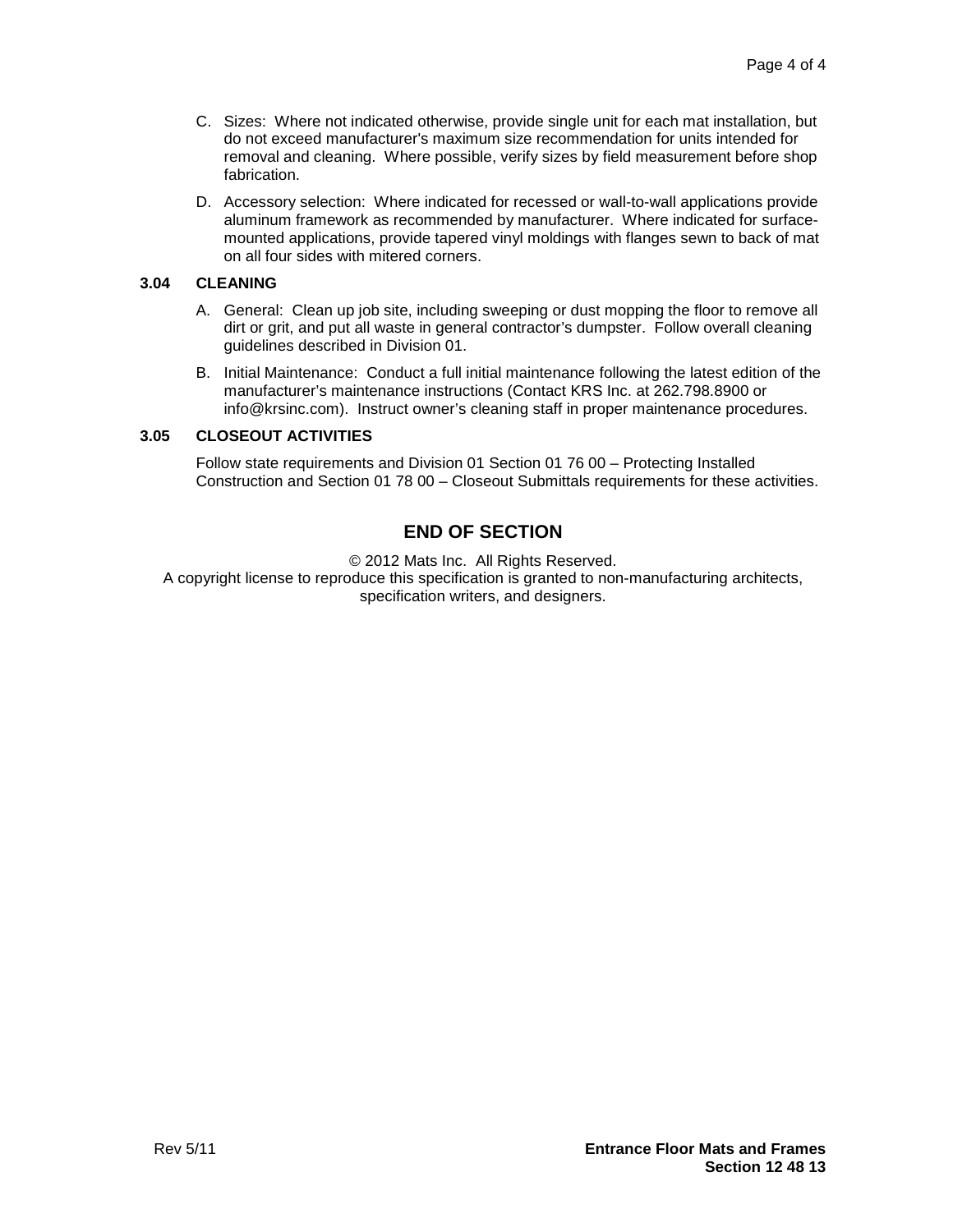C. Sizes: Where not indicated otherwise, provide single unit for each mat installation, but do not exceed manufacturer's maximum size recommendation for units intended for removal and cleaning. Where possible, verify sizes by field measurement before shop fabrication.

D. Accessory selection: Where indicated for recessed or wall-to-wall applications provide aluminum framework as recommended by manufacturer. Where indicated for surface-mounted applications, provide tapered vinyl moldings with flanges sewn to back of mat on all four sides with mitered corners.

### 3.04 CLEANING

A. General: Clean up job site, including sweeping or dust mopping the floor to remove all dirt or grit, and put all waste in general contractor's dumpster. Follow overall cleaning guidelines described in Division 01.

B. Initial Maintenance: Conduct a full initial maintenance following the latest edition of the manufacturer's maintenance instructions (Contact KRS Inc. at 262.798.8900 or info@krsinc.com). Instruct owner's cleaning staff in proper maintenance procedures.

### 3.05 CLOSEOUT ACTIVITIES

Follow state requirements and Division 01 Section 01 76 00 – Protecting Installed Construction and Section 01 78 00 – Closeout Submittals requirements for these activities.

## END OF SECTION

© 2012 Mats Inc. All Rights Reserved.
A copyright license to reproduce this specification is granted to non-manufacturing architects, specification writers, and designers.